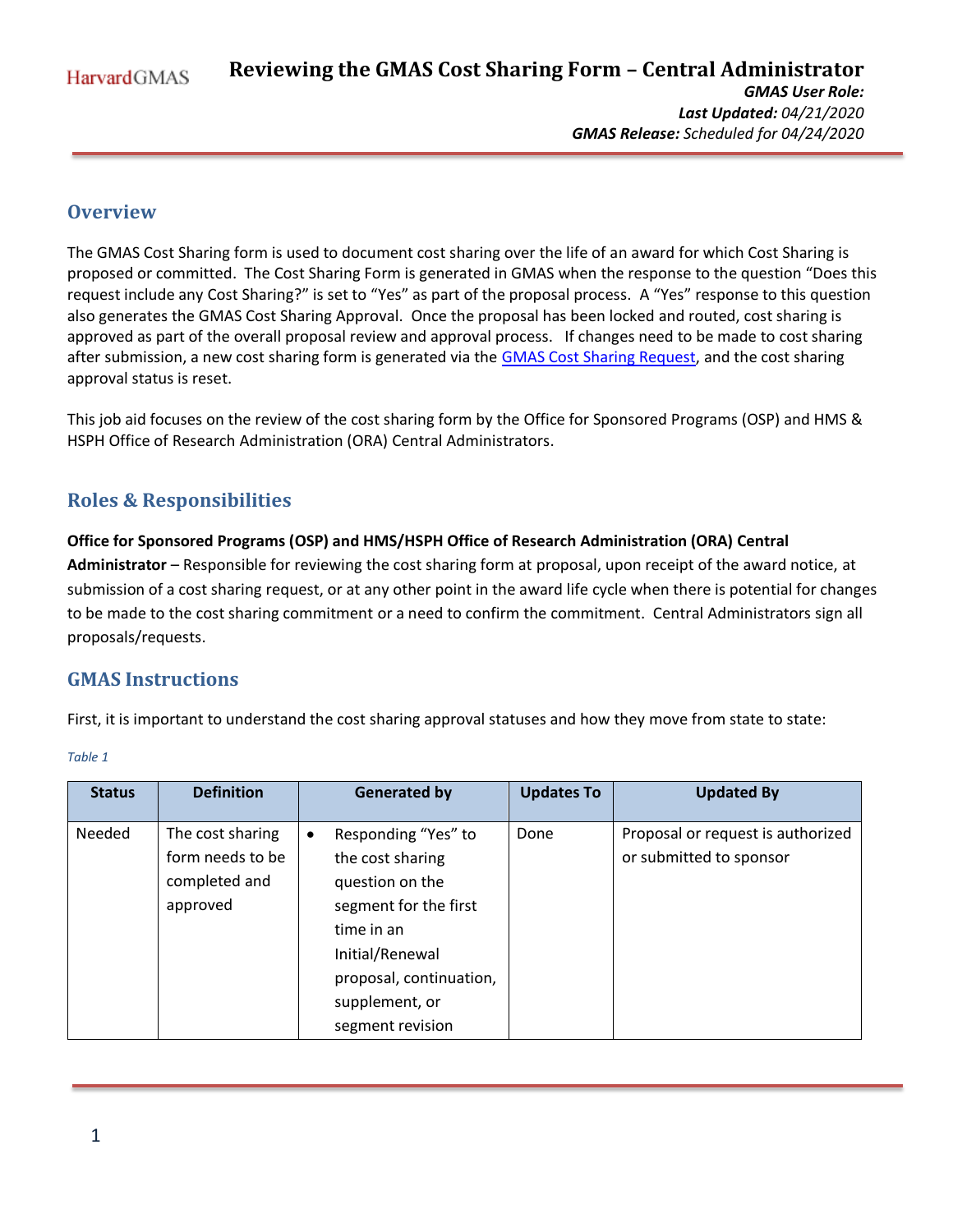HarvardGMAS

# Reviewing the GMAS Cost Sharing Form – Central Administrator

***GMAS User Role:***
***Last Updated:*** *04/21/2020*
***GMAS Release:*** *Scheduled for 04/24/2020*

## Overview

The GMAS Cost Sharing form is used to document cost sharing over the life of an award for which Cost Sharing is proposed or committed. The Cost Sharing Form is generated in GMAS when the response to the question "Does this request include any Cost Sharing?" is set to "Yes" as part of the proposal process. A "Yes" response to this question also generates the GMAS Cost Sharing Approval. Once the proposal has been locked and routed, cost sharing is approved as part of the overall proposal review and approval process. If changes need to be made to cost sharing after submission, a new cost sharing form is generated via the GMAS Cost Sharing Request, and the cost sharing approval status is reset.

This job aid focuses on the review of the cost sharing form by the Office for Sponsored Programs (OSP) and HMS & HSPH Office of Research Administration (ORA) Central Administrators.

## Roles & Responsibilities

**Office for Sponsored Programs (OSP) and HMS/HSPH Office of Research Administration (ORA) Central Administrator** – Responsible for reviewing the cost sharing form at proposal, upon receipt of the award notice, at submission of a cost sharing request, or at any other point in the award life cycle when there is potential for changes to be made to the cost sharing commitment or a need to confirm the commitment. Central Administrators sign all proposals/requests.

## GMAS Instructions

First, it is important to understand the cost sharing approval statuses and how they move from state to state:

*Table 1*

| Status | Definition | Generated by | Updates To | Updated By |
|---|---|---|---|---|
| Needed | The cost sharing form needs to be completed and approved | • Responding "Yes" to the cost sharing question on the segment for the first time in an Initial/Renewal proposal, continuation, supplement, or segment revision | Done | Proposal or request is authorized or submitted to sponsor |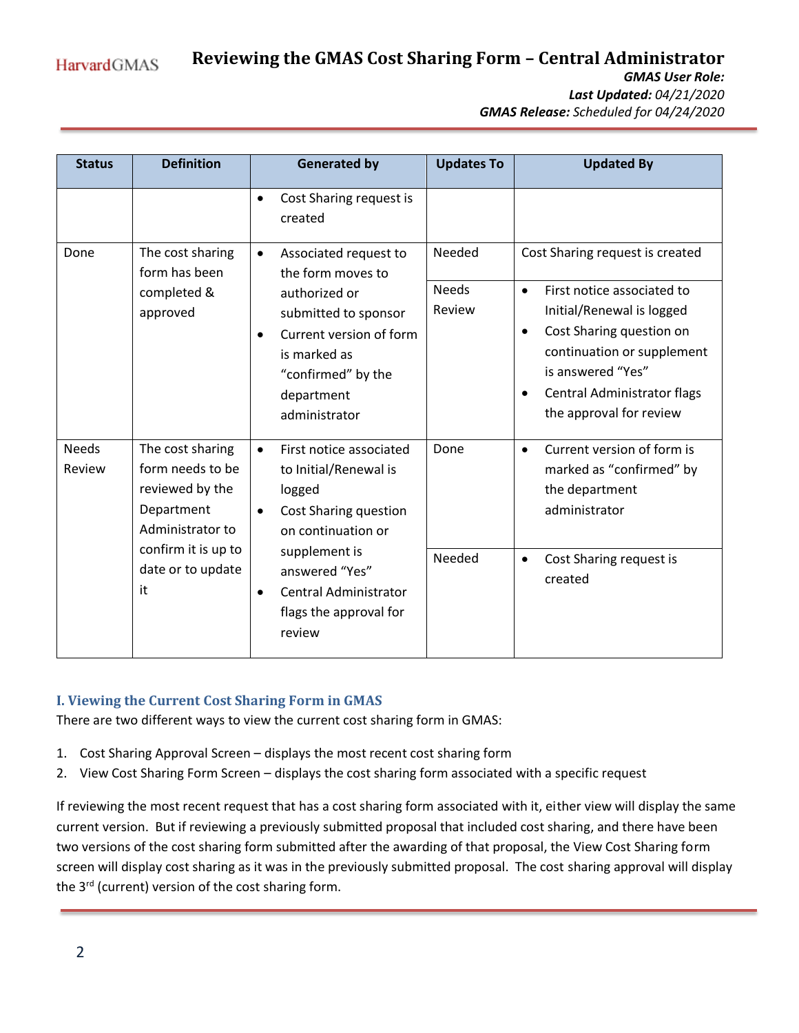| Status | Definition | Generated by | Updates To | Updated By |
|---|---|---|---|---|
| | | • Cost Sharing request is created | | |
| Done | The cost sharing form has been completed & approved | • Associated request to the form moves to authorized or submitted to sponsor<br>• Current version of form is marked as "confirmed" by the department administrator | Needed | Cost Sharing request is created |
| | | | Needs Review | • First notice associated to Initial/Renewal is logged<br>• Cost Sharing question on continuation or supplement is answered "Yes"<br>• Central Administrator flags the approval for review |
| Needs Review | The cost sharing form needs to be reviewed by the Department Administrator to confirm it is up to date or to update it | • First notice associated to Initial/Renewal is logged<br>• Cost Sharing question on continuation or supplement is answered "Yes"<br>• Central Administrator flags the approval for review | Done | • Current version of form is marked as "confirmed" by the department administrator |
| | | | Needed | • Cost Sharing request is created |

## I. Viewing the Current Cost Sharing Form in GMAS

There are two different ways to view the current cost sharing form in GMAS:

1. Cost Sharing Approval Screen – displays the most recent cost sharing form
2. View Cost Sharing Form Screen – displays the cost sharing form associated with a specific request

If reviewing the most recent request that has a cost sharing form associated with it, either view will display the same current version. But if reviewing a previously submitted proposal that included cost sharing, and there have been two versions of the cost sharing form submitted after the awarding of that proposal, the View Cost Sharing form screen will display cost sharing as it was in the previously submitted proposal. The cost sharing approval will display the 3rd (current) version of the cost sharing form.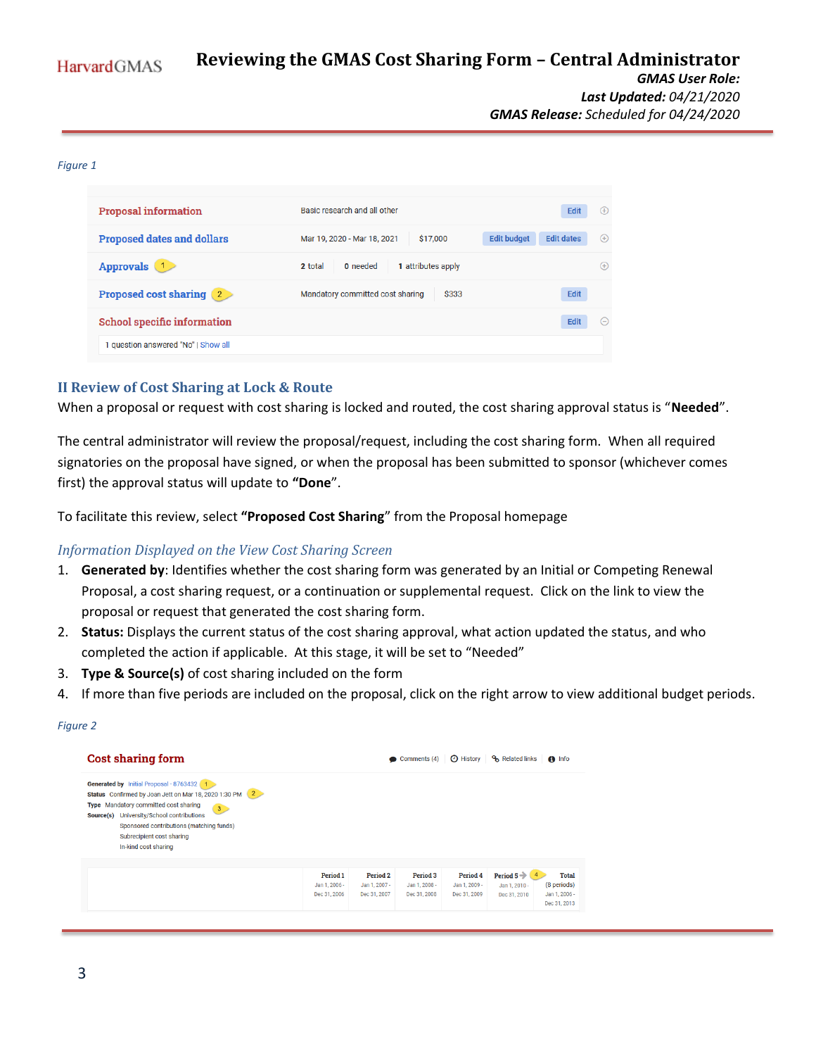*Figure 1*

| | | | | |
|---|---|---|---|---|
| Proposal information | Basic research and all other | | | Edit |
| Proposed dates and dollars | Mar 19, 2020 - Mar 18, 2021 | $17,000 | | Edit budget / Edit dates |
| Approvals (1) | 2 total | 0 needed | 1 attributes apply | |
| Proposed cost sharing (2) | Mandatory committed cost sharing | $333 | | Edit |
| School specific information | | | | Edit |
| 1 question answered "No" \| Show all | | | | |

## II Review of Cost Sharing at Lock & Route

When a proposal or request with cost sharing is locked and routed, the cost sharing approval status is "**Needed**".

The central administrator will review the proposal/request, including the cost sharing form. When all required signatories on the proposal have signed, or when the proposal has been submitted to sponsor (whichever comes first) the approval status will update to **"Done**".

To facilitate this review, select **"Proposed Cost Sharing**" from the Proposal homepage

### *Information Displayed on the View Cost Sharing Screen*

1. **Generated by**: Identifies whether the cost sharing form was generated by an Initial or Competing Renewal Proposal, a cost sharing request, or a continuation or supplemental request. Click on the link to view the proposal or request that generated the cost sharing form.
2. **Status:** Displays the current status of the cost sharing approval, what action updated the status, and who completed the action if applicable. At this stage, it will be set to "Needed"
3. **Type & Source(s)** of cost sharing included on the form
4. If more than five periods are included on the proposal, click on the right arrow to view additional budget periods.

*Figure 2*

**Cost sharing form**

Comments (4) | History | Related links | Info

**Generated by** Initial Proposal - 8763432 (1)
**Status** Confirmed by Joan Jett on Mar 18, 2020 1:30 PM (2)
**Type** Mandatory committed cost sharing (3)
**Source(s)** University/School contributions
Sponsored contributions (matching funds)
Subrecipient cost sharing
In-kind cost sharing

| | Period 1 | Period 2 | Period 3 | Period 4 | Period 5 → (4) | Total |
|---|---|---|---|---|---|---|
| | Jan 1, 2006 - Dec 31, 2006 | Jan 1, 2007 - Dec 31, 2007 | Jan 1, 2008 - Dec 31, 2008 | Jan 1, 2009 - Dec 31, 2009 | Jan 1, 2010 - Dec 31, 2010 | (8 periods) Jan 1, 2006 - Dec 31, 2013 |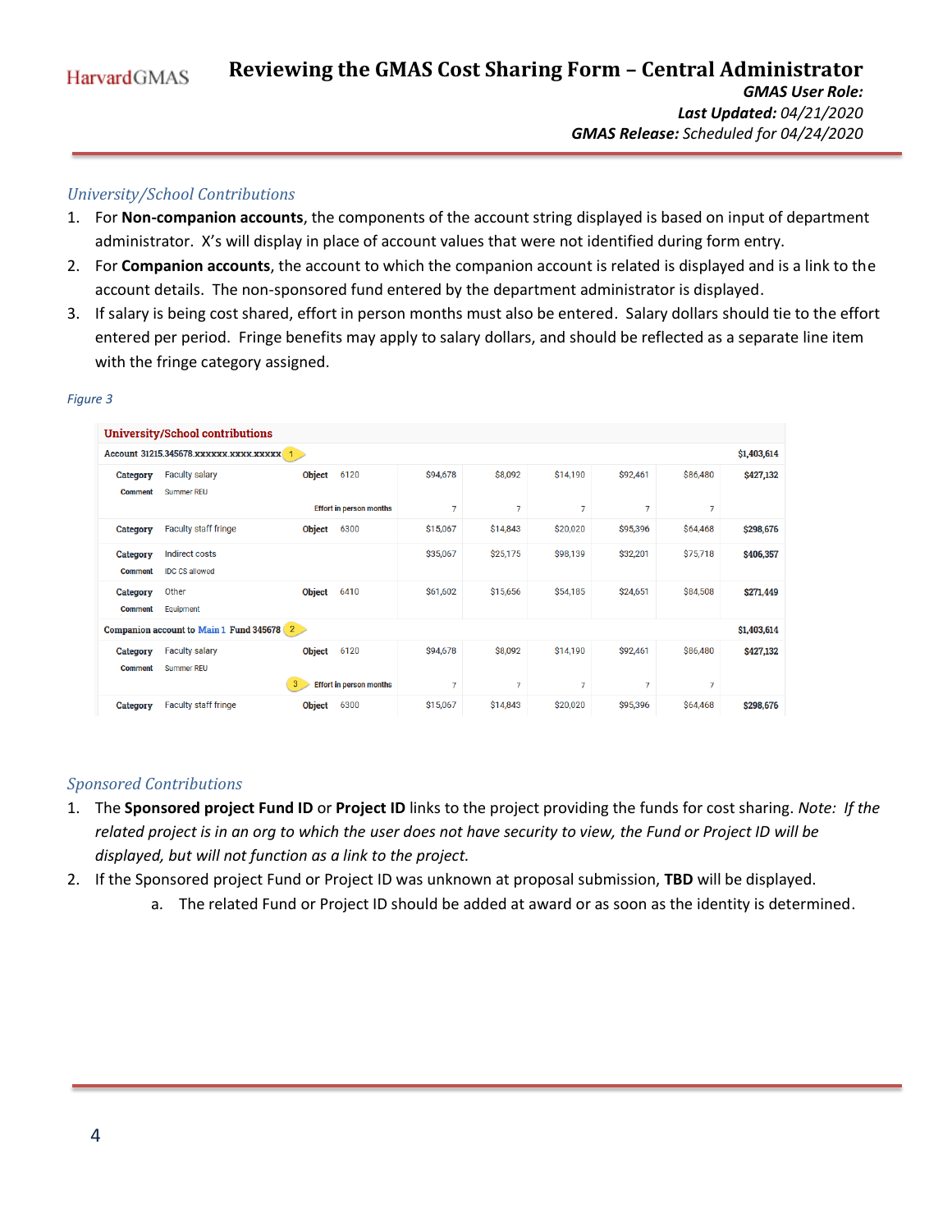## University/School Contributions

1. For **Non-companion accounts**, the components of the account string displayed is based on input of department administrator. X's will display in place of account values that were not identified during form entry.
2. For **Companion accounts**, the account to which the companion account is related is displayed and is a link to the account details. The non-sponsored fund entered by the department administrator is displayed.
3. If salary is being cost shared, effort in person months must also be entered. Salary dollars should tie to the effort entered per period. Fringe benefits may apply to salary dollars, and should be reflected as a separate line item with the fringe category assigned.

*Figure 3*

| University/School contributions | | | | | | | | | |
|---|---|---|---|---|---|---|---|---|---|
| Account 31215.345678.xxxxxx.xxxx.xxxxx (1) | | | | | | | | | $1,403,614 |
| Category | Faculty salary | Object | 6120 | $94,678 | $8,092 | $14,190 | $92,461 | $86,480 | $427,132 |
| Comment | Summer REU | | | | | | | | |
| | | Effort in person months | | 7 | 7 | 7 | 7 | 7 | |
| Category | Faculty staff fringe | Object | 6300 | $15,067 | $14,843 | $20,020 | $95,396 | $64,468 | $298,676 |
| Category | Indirect costs | | | $35,067 | $25,175 | $98,139 | $32,201 | $75,718 | $406,357 |
| Comment | IDC CS allowed | | | | | | | | |
| Category | Other | Object | 6410 | $61,602 | $15,656 | $54,185 | $24,651 | $84,508 | $271,449 |
| Comment | Equipment | | | | | | | | |
| Companion account to Main 1 Fund 345678 (2) | | | | | | | | | $1,403,614 |
| Category | Faculty salary | Object | 6120 | $94,678 | $8,092 | $14,190 | $92,461 | $86,480 | $427,132 |
| Comment | Summer REU | | | | | | | | |
| | | (3) Effort in person months | | 7 | 7 | 7 | 7 | 7 | |
| Category | Faculty staff fringe | Object | 6300 | $15,067 | $14,843 | $20,020 | $95,396 | $64,468 | $298,676 |

## Sponsored Contributions

1. The **Sponsored project Fund ID** or **Project ID** links to the project providing the funds for cost sharing. *Note: If the related project is in an org to which the user does not have security to view, the Fund or Project ID will be displayed, but will not function as a link to the project.*
2. If the Sponsored project Fund or Project ID was unknown at proposal submission, **TBD** will be displayed.
   a. The related Fund or Project ID should be added at award or as soon as the identity is determined.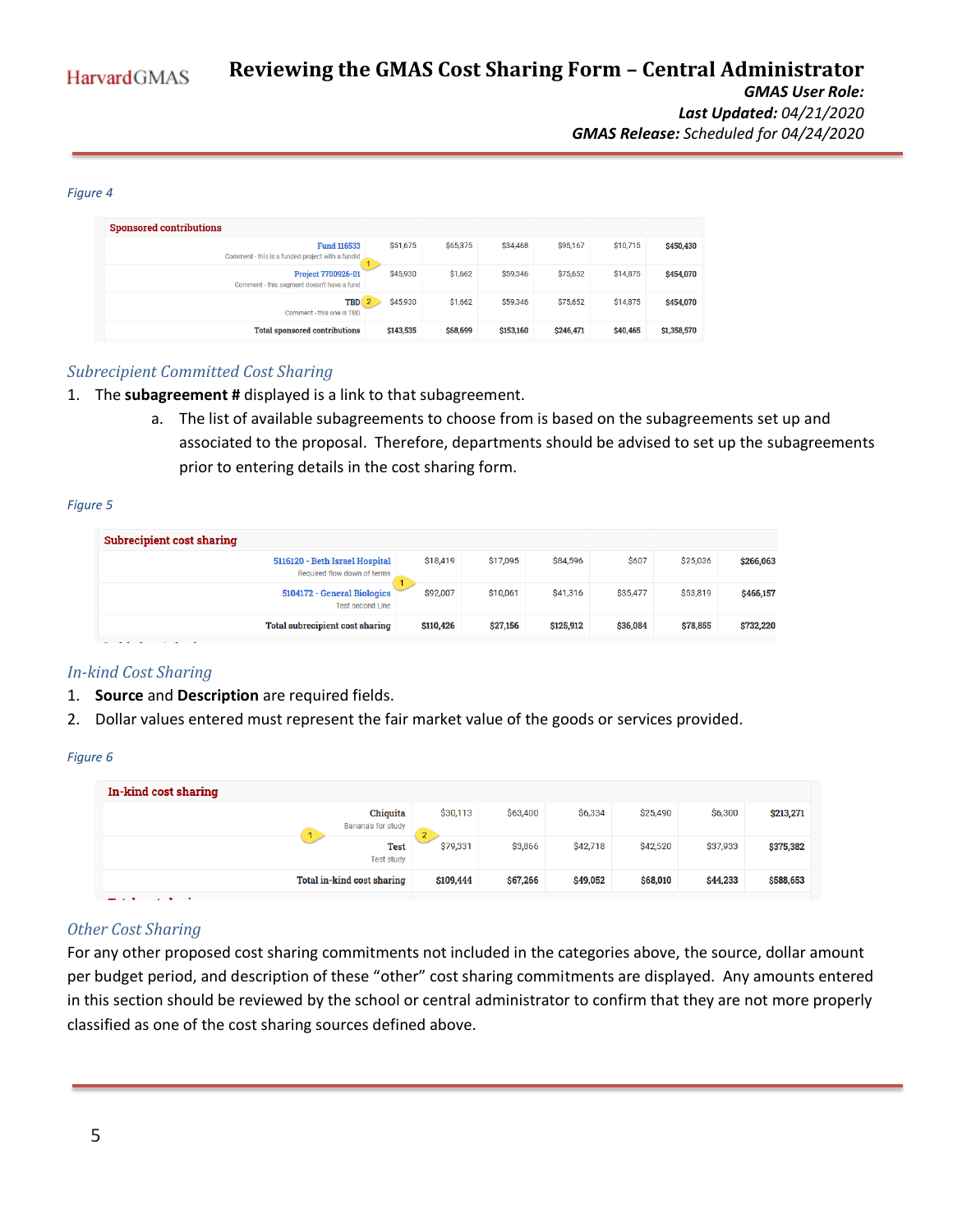*Figure 4*

| Sponsored contributions | | | | | | |
|---|---|---|---|---|---|---|
| Fund 116533<br>Comment - this is a funded project with a fundid | $51,675 | $65,375 | $34,468 | $95,167 | $10,715 | $450,430 |
| Project 7700926-01<br>Comment - this segment doesn't have a fund | $45,930 | $1,662 | $59,346 | $75,652 | $14,875 | $454,070 |
| TBD<br>Comment - this one is TBD | $45,930 | $1,662 | $59,346 | $75,652 | $14,875 | $454,070 |
| Total sponsored contributions | $143,535 | $68,699 | $153,160 | $246,471 | $40,465 | $1,358,570 |

### *Subrecipient Committed Cost Sharing*

1. The **subagreement #** displayed is a link to that subagreement.
   a. The list of available subagreements to choose from is based on the subagreements set up and associated to the proposal. Therefore, departments should be advised to set up the subagreements prior to entering details in the cost sharing form.

*Figure 5*

| Subrecipient cost sharing | | | | | | |
|---|---|---|---|---|---|---|
| 5116120 - Beth Israel Hospital<br>Required flow down of terms | $18,419 | $17,095 | $84,596 | $607 | $25,036 | $266,063 |
| 5104172 - General Biologics<br>Test second Line | $92,007 | $10,061 | $41,316 | $35,477 | $53,819 | $466,157 |
| Total subrecipient cost sharing | $110,426 | $27,156 | $125,912 | $36,084 | $78,855 | $732,220 |

### *In-kind Cost Sharing*

1. **Source** and **Description** are required fields.
2. Dollar values entered must represent the fair market value of the goods or services provided.

*Figure 6*

| In-kind cost sharing | | | | | | |
|---|---|---|---|---|---|---|
| Chiquita<br>Banana's for study | $30,113 | $63,400 | $6,334 | $25,490 | $6,300 | $213,271 |
| Test<br>Test study | $79,331 | $3,866 | $42,718 | $42,520 | $37,933 | $375,382 |
| Total in-kind cost sharing | $109,444 | $67,266 | $49,052 | $68,010 | $44,233 | $588,653 |

### *Other Cost Sharing*

For any other proposed cost sharing commitments not included in the categories above, the source, dollar amount per budget period, and description of these "other" cost sharing commitments are displayed. Any amounts entered in this section should be reviewed by the school or central administrator to confirm that they are not more properly classified as one of the cost sharing sources defined above.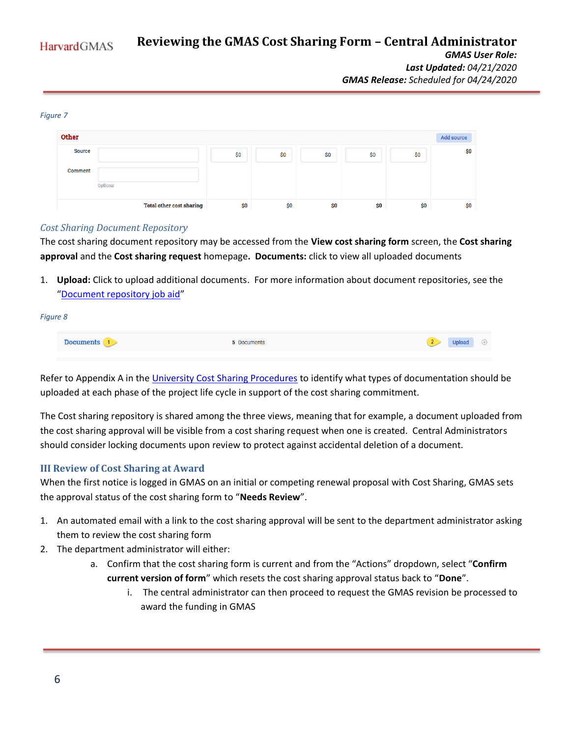*Figure 7*

| Other | | | | | | | Add source |
|---|---|---|---|---|---|---|---|
| Source | | $0 | $0 | $0 | $0 | $0 | $0 |
| Comment | Optional | | | | | | |
| | Total other cost sharing | $0 | $0 | $0 | $0 | $0 | $0 |

## Cost Sharing Document Repository

The cost sharing document repository may be accessed from the **View cost sharing form** screen, the **Cost sharing approval** and the **Cost sharing request** homepage. **Documents:** click to view all uploaded documents

1. **Upload:** Click to upload additional documents. For more information about document repositories, see the "Document repository job aid"

*Figure 8*

Documents (1) 5 Documents (2) Upload

Refer to Appendix A in the University Cost Sharing Procedures to identify what types of documentation should be uploaded at each phase of the project life cycle in support of the cost sharing commitment.

The Cost sharing repository is shared among the three views, meaning that for example, a document uploaded from the cost sharing approval will be visible from a cost sharing request when one is created. Central Administrators should consider locking documents upon review to protect against accidental deletion of a document.

## III Review of Cost Sharing at Award

When the first notice is logged in GMAS on an initial or competing renewal proposal with Cost Sharing, GMAS sets the approval status of the cost sharing form to "**Needs Review**".

1. An automated email with a link to the cost sharing approval will be sent to the department administrator asking them to review the cost sharing form
2. The department administrator will either:
   a. Confirm that the cost sharing form is current and from the "Actions" dropdown, select "**Confirm current version of form**" which resets the cost sharing approval status back to "**Done**".
      i. The central administrator can then proceed to request the GMAS revision be processed to award the funding in GMAS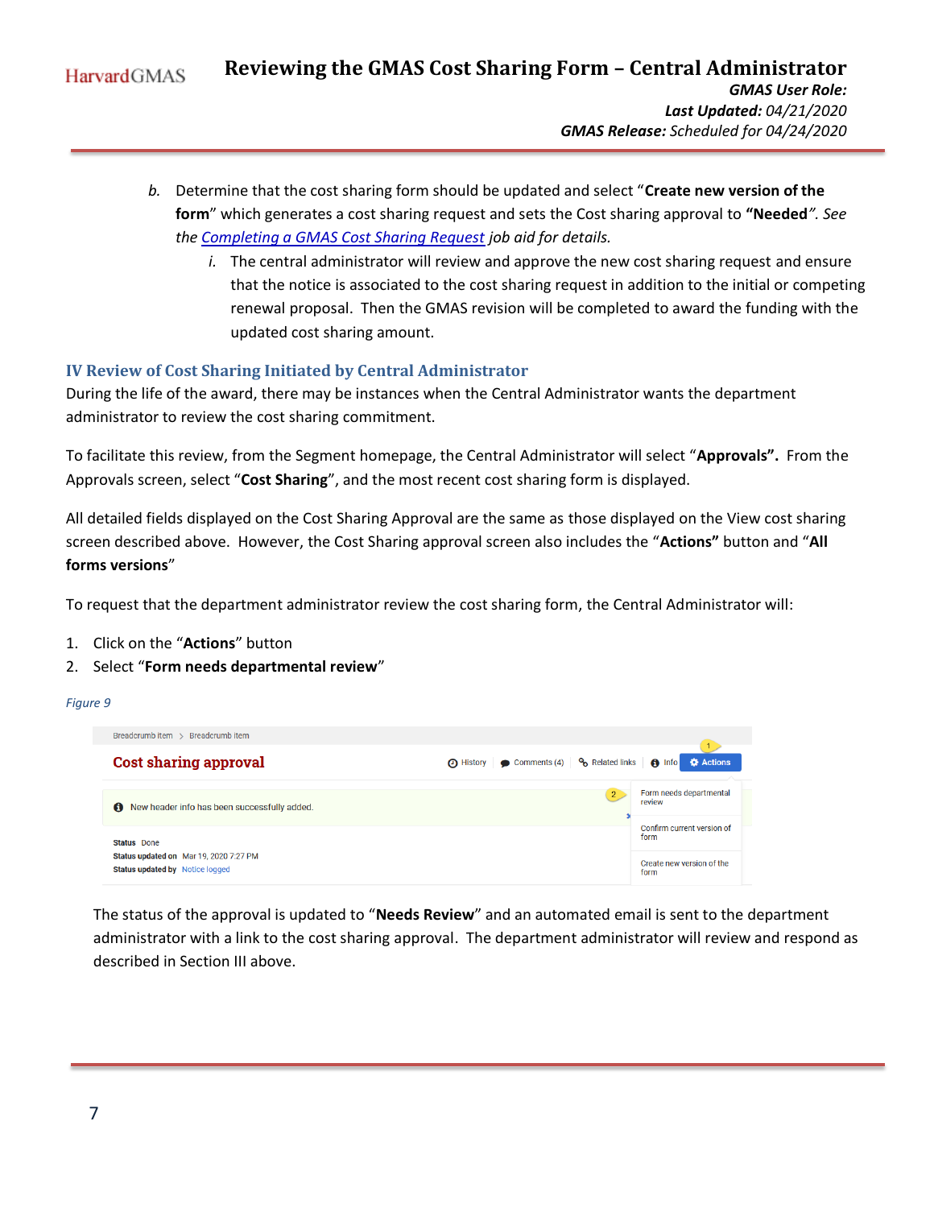b. Determine that the cost sharing form should be updated and select "**Create new version of the form**" which generates a cost sharing request and sets the Cost sharing approval to **"Needed**"*. See the [Completing a GMAS Cost Sharing Request](#) job aid for details.*

   i. The central administrator will review and approve the new cost sharing request and ensure that the notice is associated to the cost sharing request in addition to the initial or competing renewal proposal. Then the GMAS revision will be completed to award the funding with the updated cost sharing amount.

## IV Review of Cost Sharing Initiated by Central Administrator

During the life of the award, there may be instances when the Central Administrator wants the department administrator to review the cost sharing commitment.

To facilitate this review, from the Segment homepage, the Central Administrator will select "**Approvals".** From the Approvals screen, select "**Cost Sharing**", and the most recent cost sharing form is displayed.

All detailed fields displayed on the Cost Sharing Approval are the same as those displayed on the View cost sharing screen described above. However, the Cost Sharing approval screen also includes the "**Actions"** button and "**All forms versions**"

To request that the department administrator review the cost sharing form, the Central Administrator will:

1. Click on the "**Actions**" button
2. Select "**Form needs departmental review**"

*Figure 9*

The status of the approval is updated to "**Needs Review**" and an automated email is sent to the department administrator with a link to the cost sharing approval. The department administrator will review and respond as described in Section III above.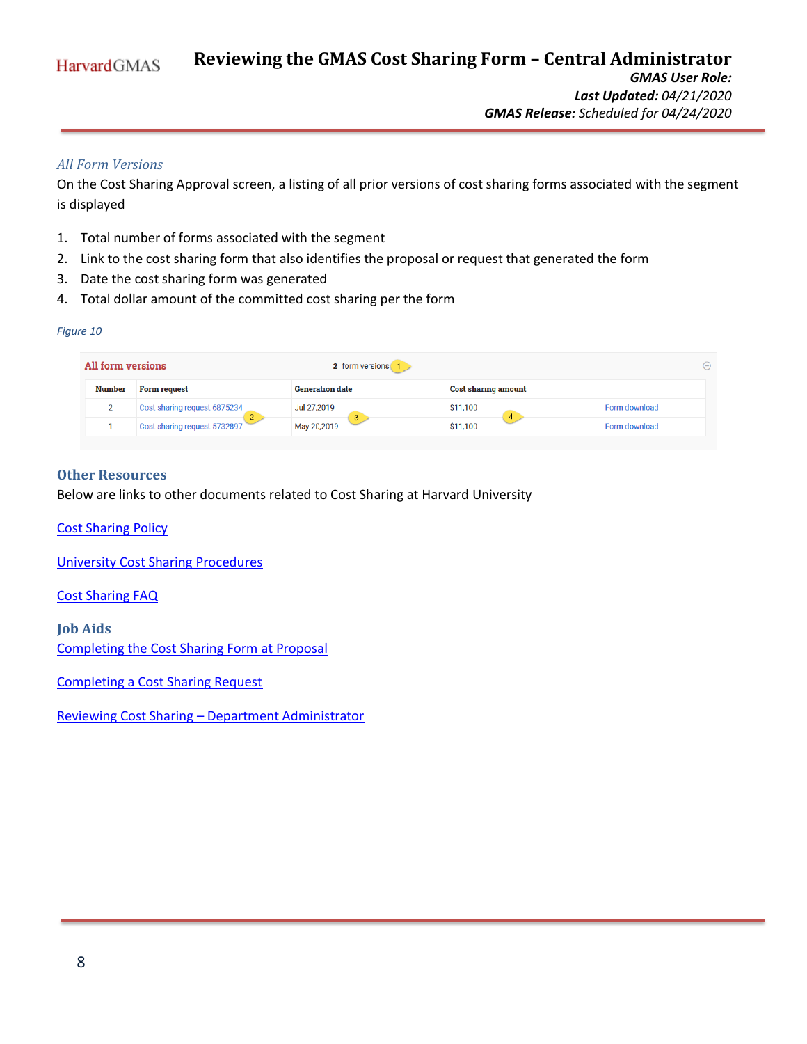### *All Form Versions*

On the Cost Sharing Approval screen, a listing of all prior versions of cost sharing forms associated with the segment is displayed

1. Total number of forms associated with the segment
2. Link to the cost sharing form that also identifies the proposal or request that generated the form
3. Date the cost sharing form was generated
4. Total dollar amount of the committed cost sharing per the form

*Figure 10*

All form versions

2 form versions (1)

| Number | Form request | Generation date | Cost sharing amount | |
|---|---|---|---|---|
| 2 | Cost sharing request 6875234 | Jul 27,2019 | $11,100 | Form download |
| 1 | Cost sharing request 5732897 (2) | May 20,2019 (3) | $11,100 (4) | Form download |

## Other Resources

Below are links to other documents related to Cost Sharing at Harvard University

[Cost Sharing Policy]

[University Cost Sharing Procedures]

[Cost Sharing FAQ]

## Job Aids

[Completing the Cost Sharing Form at Proposal]

[Completing a Cost Sharing Request]

[Reviewing Cost Sharing – Department Administrator]